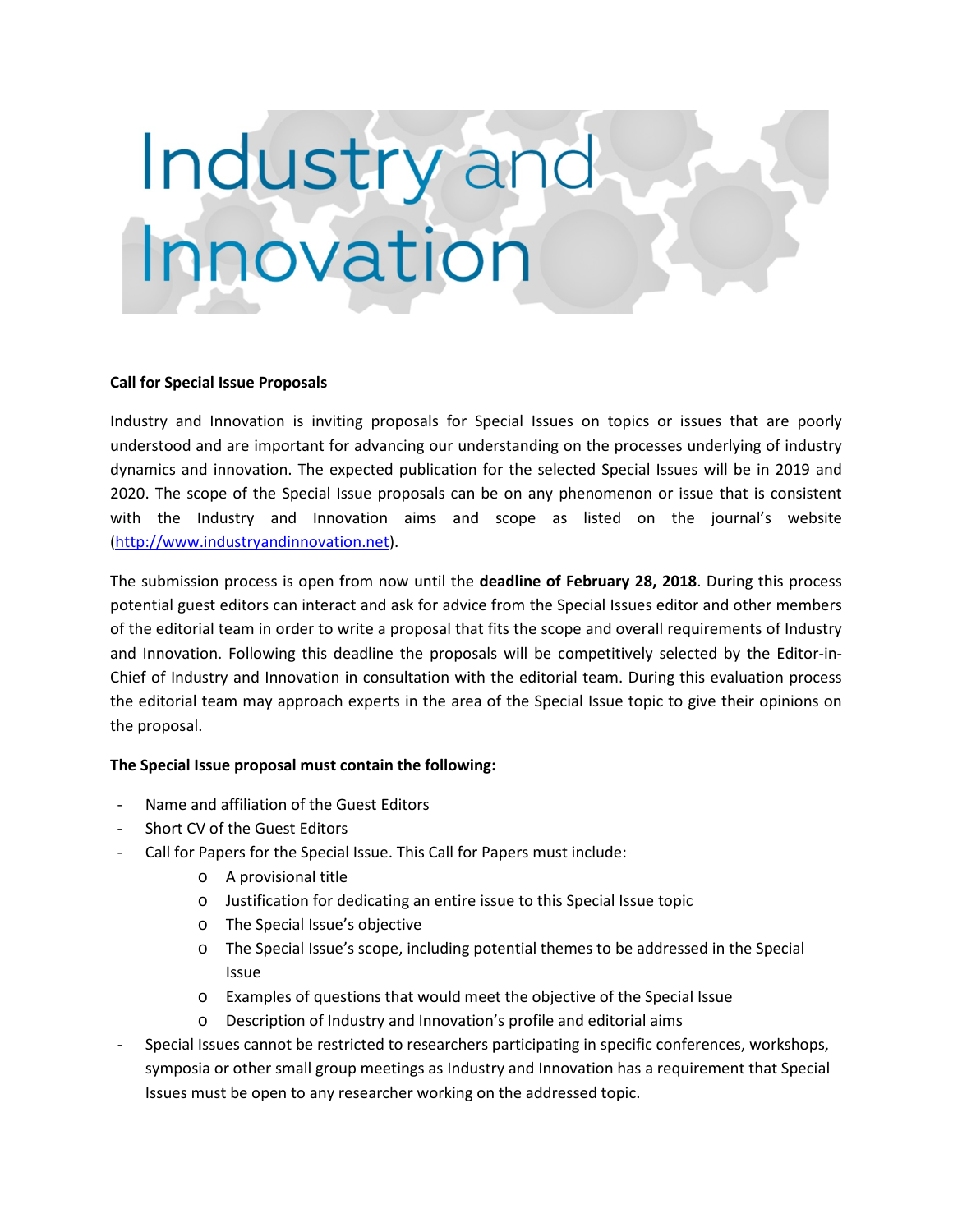# Industry and Innovation

**Call for Special Issue Proposals**

Industry and Innovation is inviting proposals for Special Issues on topics or issues that are poorly understood and are important for advancing our understanding on the processes underlying of industry dynamics and innovation. The expected publication for the selected Special Issues will be in 2019 and 2020. The scope of the Special Issue proposals can be on any phenomenon or issue that is consistent with the Industry and Innovation aims and scope as listed on the journal's website (http://www.industryandinnovation.net).

The submission process is open from now until the **deadline of February 28, 2018**. During this process potential guest editors can interact and ask for advice from the Special Issues editor and other members of the editorial team in order to write a proposal that fits the scope and overall requirements of Industry and Innovation. Following this deadline the proposals will be competitively selected by the Editor-in-Chief of Industry and Innovation in consultation with the editorial team. During this evaluation process the editorial team may approach experts in the area of the Special Issue topic to give their opinions on the proposal.

**The Special Issue proposal must contain the following:**

- Name and affiliation of the Guest Editors
- Short CV of the Guest Editors
- Call for Papers for the Special Issue. This Call for Papers must include:
  - A provisional title
  - Justification for dedicating an entire issue to this Special Issue topic
  - The Special Issue's objective
  - The Special Issue's scope, including potential themes to be addressed in the Special Issue
  - Examples of questions that would meet the objective of the Special Issue
  - Description of Industry and Innovation's profile and editorial aims
- Special Issues cannot be restricted to researchers participating in specific conferences, workshops, symposia or other small group meetings as Industry and Innovation has a requirement that Special Issues must be open to any researcher working on the addressed topic.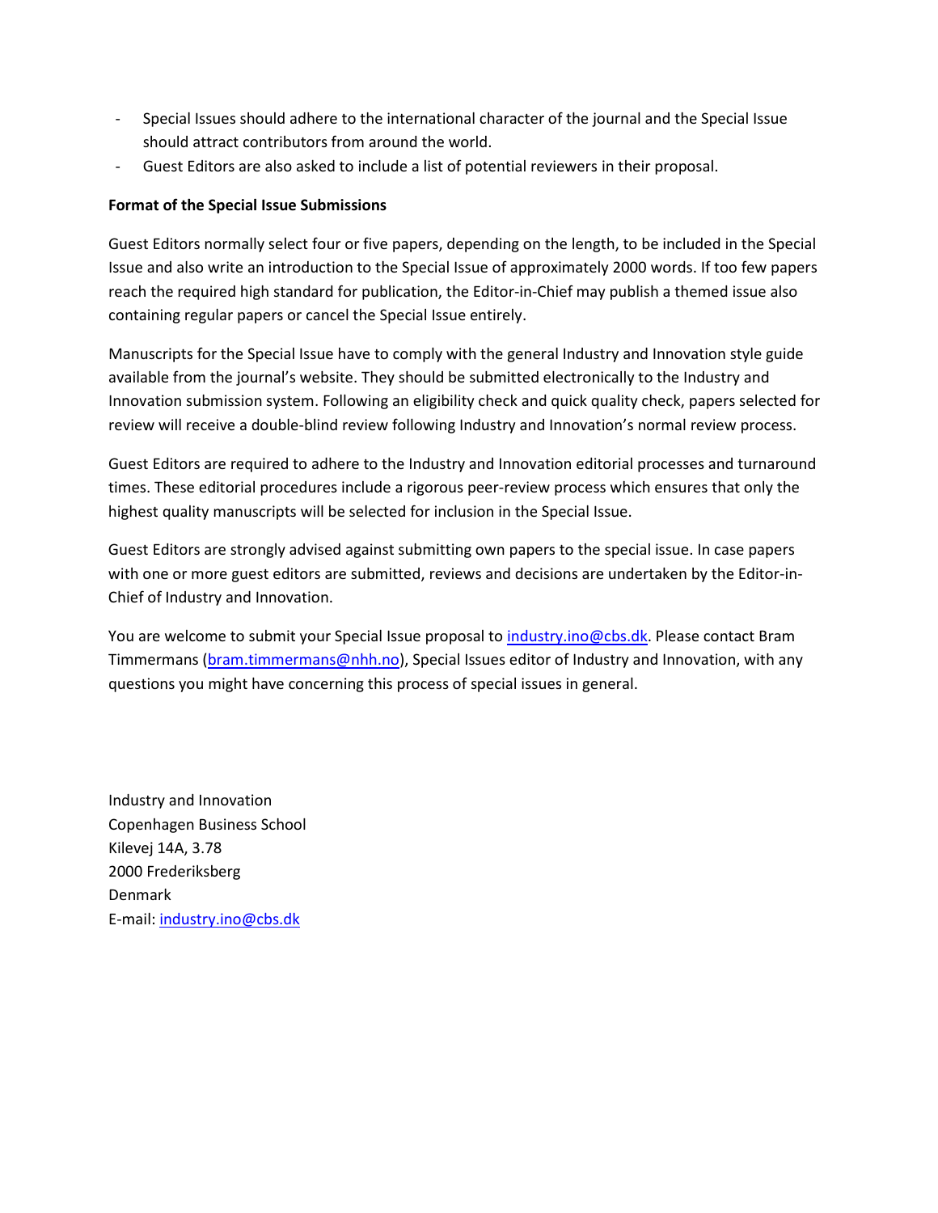- Special Issues should adhere to the international character of the journal and the Special Issue should attract contributors from around the world.
- Guest Editors are also asked to include a list of potential reviewers in their proposal.

**Format of the Special Issue Submissions**

Guest Editors normally select four or five papers, depending on the length, to be included in the Special Issue and also write an introduction to the Special Issue of approximately 2000 words. If too few papers reach the required high standard for publication, the Editor-in-Chief may publish a themed issue also containing regular papers or cancel the Special Issue entirely.

Manuscripts for the Special Issue have to comply with the general Industry and Innovation style guide available from the journal's website. They should be submitted electronically to the Industry and Innovation submission system. Following an eligibility check and quick quality check, papers selected for review will receive a double-blind review following Industry and Innovation's normal review process.

Guest Editors are required to adhere to the Industry and Innovation editorial processes and turnaround times. These editorial procedures include a rigorous peer-review process which ensures that only the highest quality manuscripts will be selected for inclusion in the Special Issue.

Guest Editors are strongly advised against submitting own papers to the special issue. In case papers with one or more guest editors are submitted, reviews and decisions are undertaken by the Editor-in-Chief of Industry and Innovation.

You are welcome to submit your Special Issue proposal to industry.ino@cbs.dk. Please contact Bram Timmermans (bram.timmermans@nhh.no), Special Issues editor of Industry and Innovation, with any questions you might have concerning this process of special issues in general.

Industry and Innovation
Copenhagen Business School
Kilevej 14A, 3.78
2000 Frederiksberg
Denmark
E-mail: industry.ino@cbs.dk